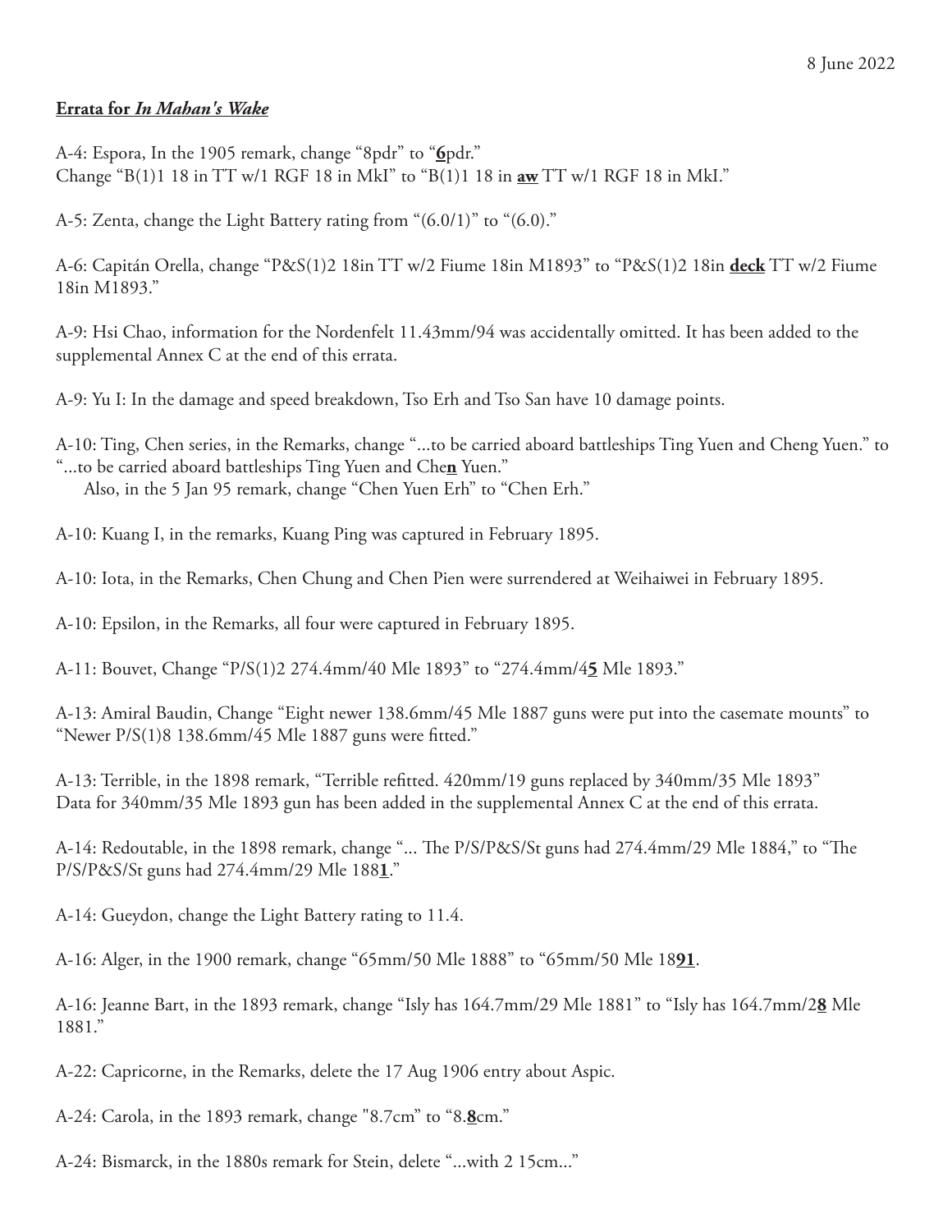8 June 2022

**Errata for *In Mahan's Wake***

A-4: Espora, In the 1905 remark, change "8pdr" to "**6**pdr."
Change "B(1)1 18 in TT w/1 RGF 18 in MkI" to "B(1)1 18 in **aw** TT w/1 RGF 18 in MkI."

A-5: Zenta, change the Light Battery rating from "(6.0/1)" to "(6.0)."

A-6: Capitán Orella, change "P&S(1)2 18in TT w/2 Fiume 18in M1893" to "P&S(1)2 18in **deck** TT w/2 Fiume 18in M1893."

A-9: Hsi Chao, information for the Nordenfelt 11.43mm/94 was accidentally omitted. It has been added to the supplemental Annex C at the end of this errata.

A-9: Yu I: In the damage and speed breakdown, Tso Erh and Tso San have 10 damage points.

A-10: Ting, Chen series, in the Remarks, change "...to be carried aboard battleships Ting Yuen and Cheng Yuen." to "...to be carried aboard battleships Ting Yuen and Che**n** Yuen."
Also, in the 5 Jan 95 remark, change "Chen Yuen Erh" to "Chen Erh."

A-10: Kuang I, in the remarks, Kuang Ping was captured in February 1895.

A-10: Iota, in the Remarks, Chen Chung and Chen Pien were surrendered at Weihaiwei in February 1895.

A-10: Epsilon, in the Remarks, all four were captured in February 1895.

A-11: Bouvet, Change "P/S(1)2 274.4mm/40 Mle 1893" to "274.4mm/4**5** Mle 1893."

A-13: Amiral Baudin, Change "Eight newer 138.6mm/45 Mle 1887 guns were put into the casemate mounts" to "Newer P/S(1)8 138.6mm/45 Mle 1887 guns were fitted."

A-13: Terrible, in the 1898 remark, "Terrible refitted. 420mm/19 guns replaced by 340mm/35 Mle 1893"
Data for 340mm/35 Mle 1893 gun has been added in the supplemental Annex C at the end of this errata.

A-14: Redoutable, in the 1898 remark, change "... The P/S/P&S/St guns had 274.4mm/29 Mle 1884," to "The P/S/P&S/St guns had 274.4mm/29 Mle 188**1**."

A-14: Gueydon, change the Light Battery rating to 11.4.

A-16: Alger, in the 1900 remark, change "65mm/50 Mle 1888" to "65mm/50 Mle 18**91**.

A-16: Jeanne Bart, in the 1893 remark, change "Isly has 164.7mm/29 Mle 1881" to "Isly has 164.7mm/2**8** Mle 1881."

A-22: Capricorne, in the Remarks, delete the 17 Aug 1906 entry about Aspic.

A-24: Carola, in the 1893 remark, change "8.7cm" to "8.**8**cm."

A-24: Bismarck, in the 1880s remark for Stein, delete "...with 2 15cm..."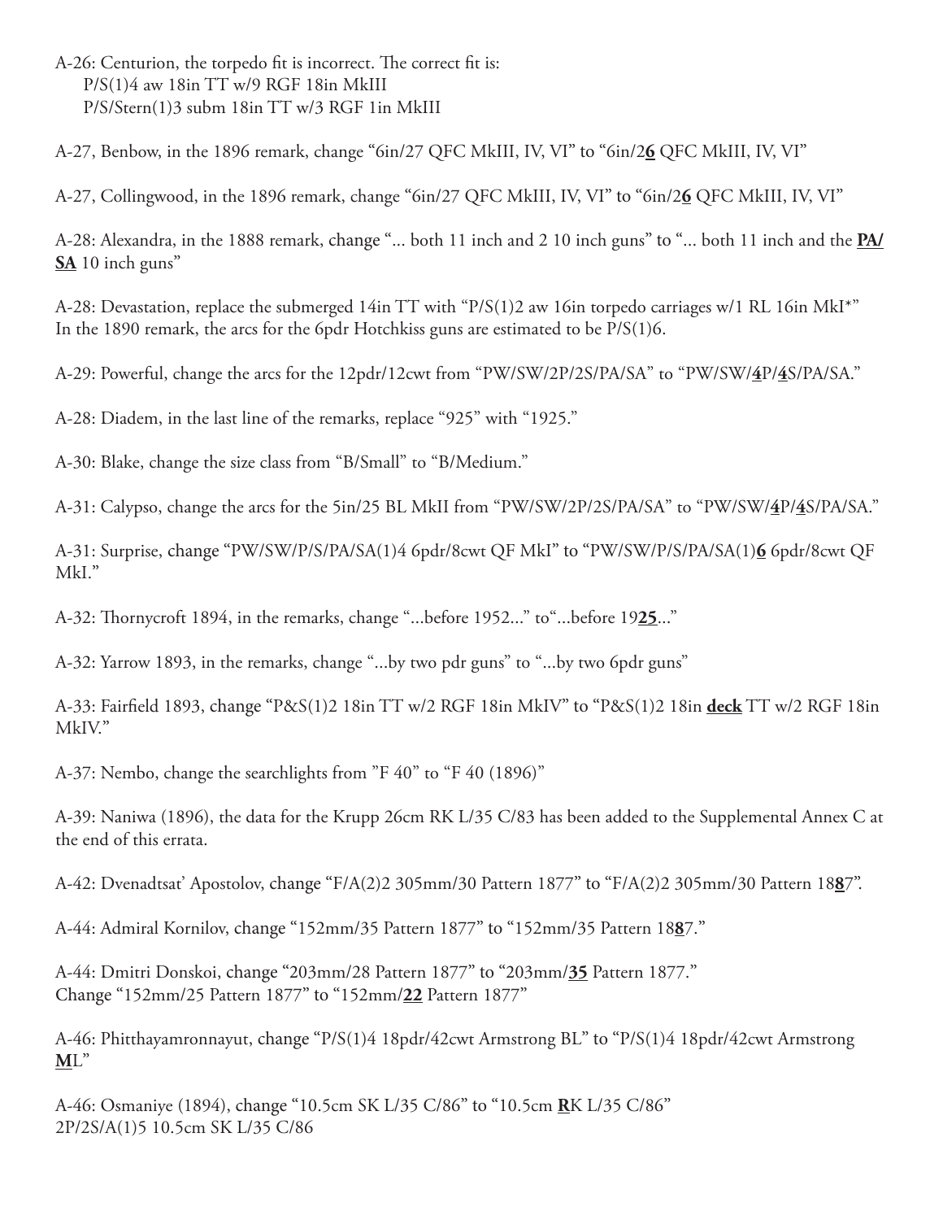A-26: Centurion, the torpedo fit is incorrect. The correct fit is:
  P/S(1)4 aw 18in TT w/9 RGF 18in MkIII
  P/S/Stern(1)3 subm 18in TT w/3 RGF 1in MkIII

A-27, Benbow, in the 1896 remark, change "6in/27 QFC MkIII, IV, VI" to "6in/2**6** QFC MkIII, IV, VI"

A-27, Collingwood, in the 1896 remark, change "6in/27 QFC MkIII, IV, VI" to "6in/2**6** QFC MkIII, IV, VI"

A-28: Alexandra, in the 1888 remark, change "... both 11 inch and 2 10 inch guns" to "... both 11 inch and the **PA/SA** 10 inch guns"

A-28: Devastation, replace the submerged 14in TT with "P/S(1)2 aw 16in torpedo carriages w/1 RL 16in MkI*"
In the 1890 remark, the arcs for the 6pdr Hotchkiss guns are estimated to be P/S(1)6.

A-29: Powerful, change the arcs for the 12pdr/12cwt from "PW/SW/2P/2S/PA/SA" to "PW/SW/**4**P/**4**S/PA/SA."

A-28: Diadem, in the last line of the remarks, replace "925" with "1925."

A-30: Blake, change the size class from "B/Small" to "B/Medium."

A-31: Calypso, change the arcs for the 5in/25 BL MkII from "PW/SW/2P/2S/PA/SA" to "PW/SW/**4**P/**4**S/PA/SA."

A-31: Surprise, change "PW/SW/P/S/PA/SA(1)4 6pdr/8cwt QF MkI" to "PW/SW/P/S/PA/SA(1)**6** 6pdr/8cwt QF MkI."

A-32: Thornycroft 1894, in the remarks, change "...before 1952..." to"...before 19**25**..."

A-32: Yarrow 1893, in the remarks, change "...by two pdr guns" to "...by two 6pdr guns"

A-33: Fairfield 1893, change "P&S(1)2 18in TT w/2 RGF 18in MkIV" to "P&S(1)2 18in **deck** TT w/2 RGF 18in MkIV."

A-37: Nembo, change the searchlights from "F 40" to "F 40 (1896)"

A-39: Naniwa (1896), the data for the Krupp 26cm RK L/35 C/83 has been added to the Supplemental Annex C at the end of this errata.

A-42: Dvenadtsat' Apostolov, change "F/A(2)2 305mm/30 Pattern 1877" to "F/A(2)2 305mm/30 Pattern 18**8**7".

A-44: Admiral Kornilov, change "152mm/35 Pattern 1877" to "152mm/35 Pattern 18**8**7."

A-44: Dmitri Donskoi, change "203mm/28 Pattern 1877" to "203mm/**35** Pattern 1877."
Change "152mm/25 Pattern 1877" to "152mm/**22** Pattern 1877"

A-46: Phitthayamronnayut, change "P/S(1)4 18pdr/42cwt Armstrong BL" to "P/S(1)4 18pdr/42cwt Armstrong **M**L"

A-46: Osmaniye (1894), change "10.5cm SK L/35 C/86" to "10.5cm **R**K L/35 C/86"
2P/2S/A(1)5 10.5cm SK L/35 C/86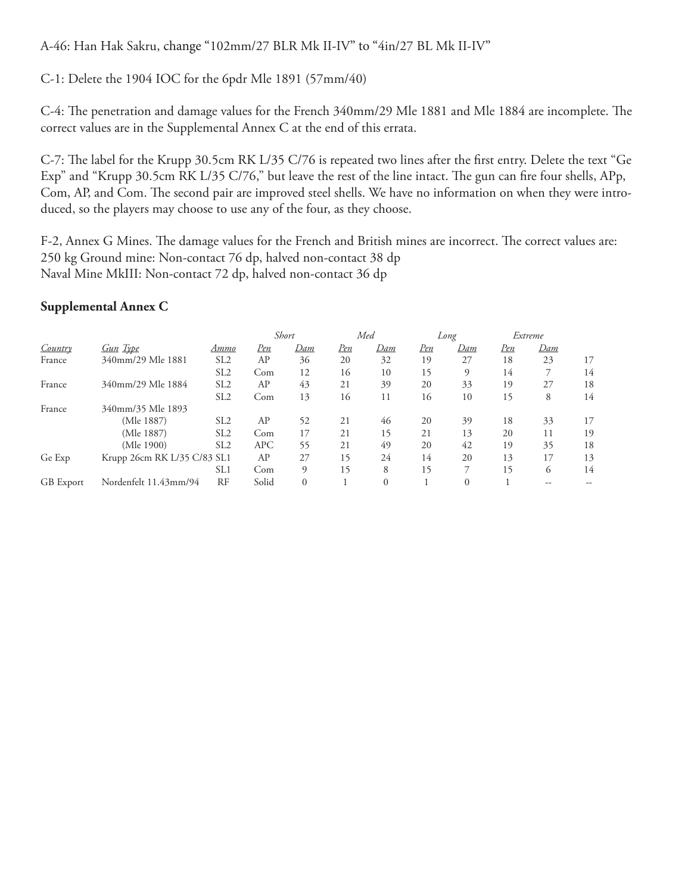A-46: Han Hak Sakru, change "102mm/27 BLR Mk II-IV" to "4in/27 BL Mk II-IV"

C-1: Delete the 1904 IOC for the 6pdr Mle 1891 (57mm/40)

C-4: The penetration and damage values for the French 340mm/29 Mle 1881 and Mle 1884 are incomplete. The correct values are in the Supplemental Annex C at the end of this errata.

C-7: The label for the Krupp 30.5cm RK L/35 C/76 is repeated two lines after the first entry. Delete the text "Ge Exp" and "Krupp 30.5cm RK L/35 C/76," but leave the rest of the line intact. The gun can fire four shells, APp, Com, AP, and Com. The second pair are improved steel shells. We have no information on when they were introduced, so the players may choose to use any of the four, as they choose.

F-2, Annex G Mines. The damage values for the French and British mines are incorrect. The correct values are:
250 kg Ground mine: Non-contact 76 dp, halved non-contact 38 dp
Naval Mine MkIII: Non-contact 72 dp, halved non-contact 36 dp

**Supplemental Annex C**

| | | | | *Short* | | *Med* | | *Long* | | *Extreme* | |
|---|---|---|---|---|---|---|---|---|---|---|---|
| *Country* | *Gun Type* | *Ammo* | | *Pen* | *Dam* | *Pen* | *Dam* | *Pen* | *Dam* | *Pen* | *Dam* |
| France | 340mm/29 Mle 1881 | SL2 | AP | 36 | 20 | 32 | 19 | 27 | 18 | 23 | 17 |
| | | SL2 | Com | 12 | 16 | 10 | 15 | 9 | 14 | 7 | 14 |
| France | 340mm/29 Mle 1884 | SL2 | AP | 43 | 21 | 39 | 20 | 33 | 19 | 27 | 18 |
| | | SL2 | Com | 13 | 16 | 11 | 16 | 10 | 15 | 8 | 14 |
| France | 340mm/35 Mle 1893 | | | | | | | | | | |
| | (Mle 1887) | SL2 | AP | 52 | 21 | 46 | 20 | 39 | 18 | 33 | 17 |
| | (Mle 1887) | SL2 | Com | 17 | 21 | 15 | 21 | 13 | 20 | 11 | 19 |
| | (Mle 1900) | SL2 | APC | 55 | 21 | 49 | 20 | 42 | 19 | 35 | 18 |
| Ge Exp | Krupp 26cm RK L/35 C/83 | SL1 | AP | 27 | 15 | 24 | 14 | 20 | 13 | 17 | 13 |
| | | SL1 | Com | 9 | 15 | 8 | 15 | 7 | 15 | 6 | 14 |
| GB Export | Nordenfelt 11.43mm/94 | RF | Solid | 0 | 1 | 0 | 1 | 0 | 1 | -- | -- |